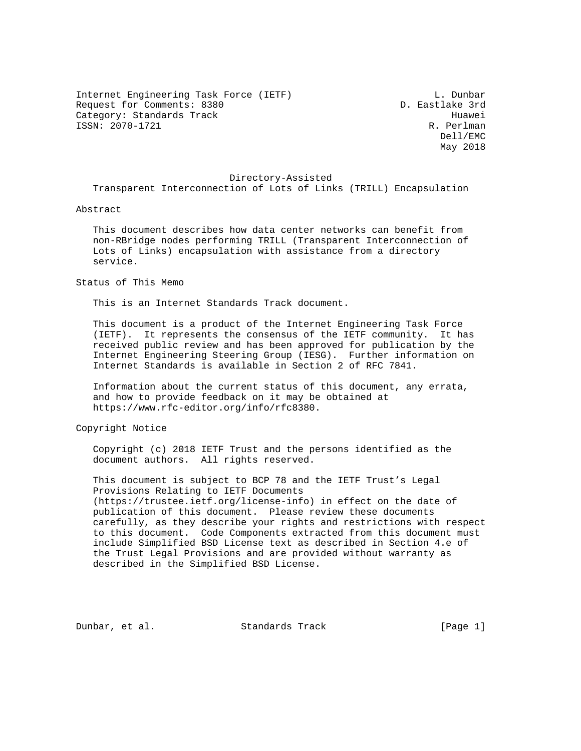Internet Engineering Task Force (IETF) L. Dunbar
Request for Comments: 8380 D. Eastlake 3rd
Category: Standards Track Huawei
ISSN: 2070-1721 R. Perlman
Dell/EMC
May 2018

# Directory-Assisted Transparent Interconnection of Lots of Links (TRILL) Encapsulation

## Abstract

This document describes how data center networks can benefit from non-RBridge nodes performing TRILL (Transparent Interconnection of Lots of Links) encapsulation with assistance from a directory service.

## Status of This Memo

This is an Internet Standards Track document.

This document is a product of the Internet Engineering Task Force (IETF). It represents the consensus of the IETF community. It has received public review and has been approved for publication by the Internet Engineering Steering Group (IESG). Further information on Internet Standards is available in Section 2 of RFC 7841.

Information about the current status of this document, any errata, and how to provide feedback on it may be obtained at https://www.rfc-editor.org/info/rfc8380.

## Copyright Notice

Copyright (c) 2018 IETF Trust and the persons identified as the document authors. All rights reserved.

This document is subject to BCP 78 and the IETF Trust's Legal Provisions Relating to IETF Documents (https://trustee.ietf.org/license-info) in effect on the date of publication of this document. Please review these documents carefully, as they describe your rights and restrictions with respect to this document. Code Components extracted from this document must include Simplified BSD License text as described in Section 4.e of the Trust Legal Provisions and are provided without warranty as described in the Simplified BSD License.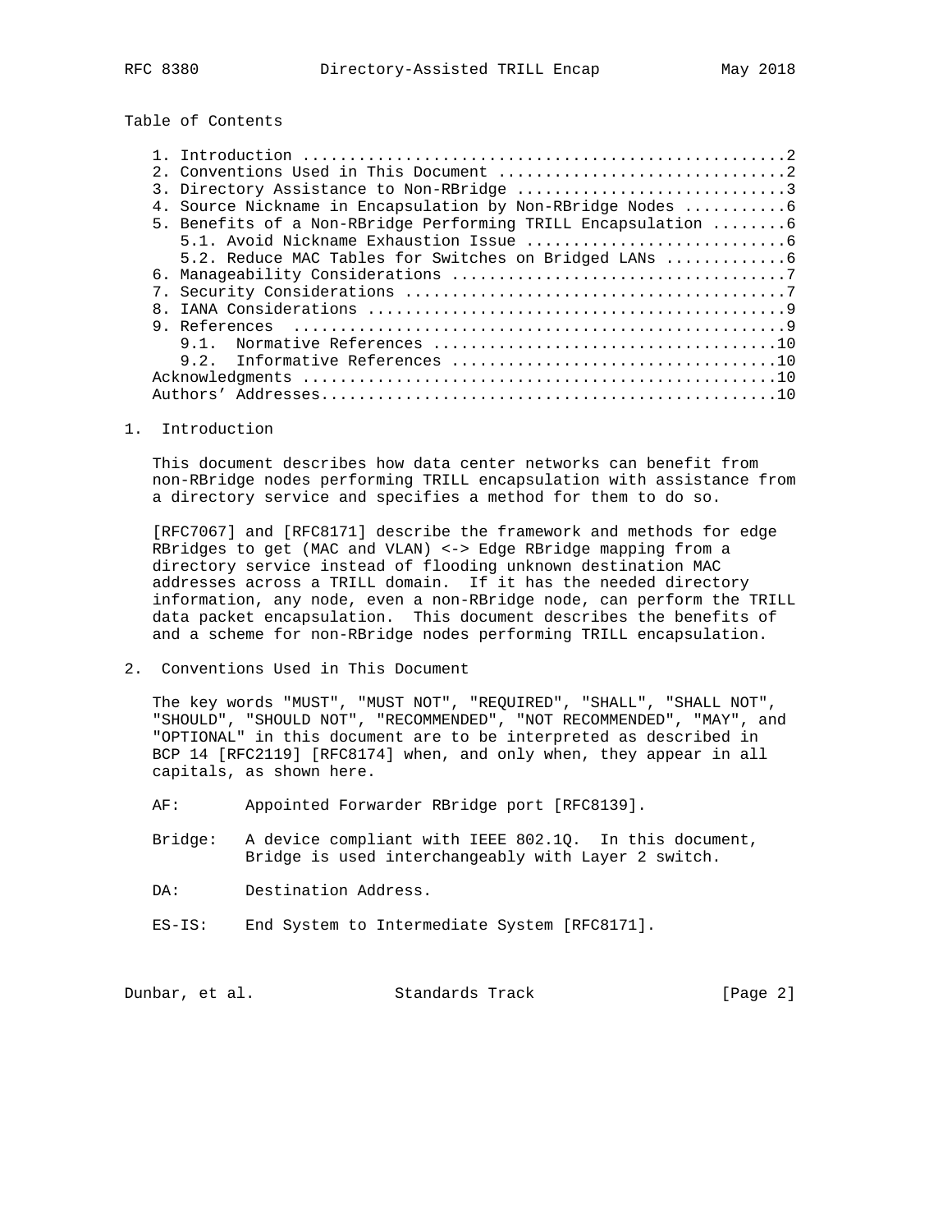Table of Contents

1. Introduction ....................................................2
2. Conventions Used in This Document ...............................2
3. Directory Assistance to Non-RBridge .............................3
4. Source Nickname in Encapsulation by Non-RBridge Nodes ...........6
5. Benefits of a Non-RBridge Performing TRILL Encapsulation ........6
   5.1. Avoid Nickname Exhaustion Issue ............................6
   5.2. Reduce MAC Tables for Switches on Bridged LANs .............6
6. Manageability Considerations ....................................7
7. Security Considerations .........................................7
8. IANA Considerations .............................................9
9. References ......................................................9
   9.1. Normative References ......................................10
   9.2. Informative References ....................................10
Acknowledgments ...................................................10
Authors' Addresses.................................................10

# 1. Introduction

This document describes how data center networks can benefit from non-RBridge nodes performing TRILL encapsulation with assistance from a directory service and specifies a method for them to do so.

[RFC7067] and [RFC8171] describe the framework and methods for edge RBridges to get (MAC and VLAN) <-> Edge RBridge mapping from a directory service instead of flooding unknown destination MAC addresses across a TRILL domain. If it has the needed directory information, any node, even a non-RBridge node, can perform the TRILL data packet encapsulation. This document describes the benefits of and a scheme for non-RBridge nodes performing TRILL encapsulation.

# 2. Conventions Used in This Document

The key words "MUST", "MUST NOT", "REQUIRED", "SHALL", "SHALL NOT", "SHOULD", "SHOULD NOT", "RECOMMENDED", "NOT RECOMMENDED", "MAY", and "OPTIONAL" in this document are to be interpreted as described in BCP 14 [RFC2119] [RFC8174] when, and only when, they appear in all capitals, as shown here.

AF: Appointed Forwarder RBridge port [RFC8139].

Bridge: A device compliant with IEEE 802.1Q. In this document, Bridge is used interchangeably with Layer 2 switch.

DA: Destination Address.

ES-IS: End System to Intermediate System [RFC8171].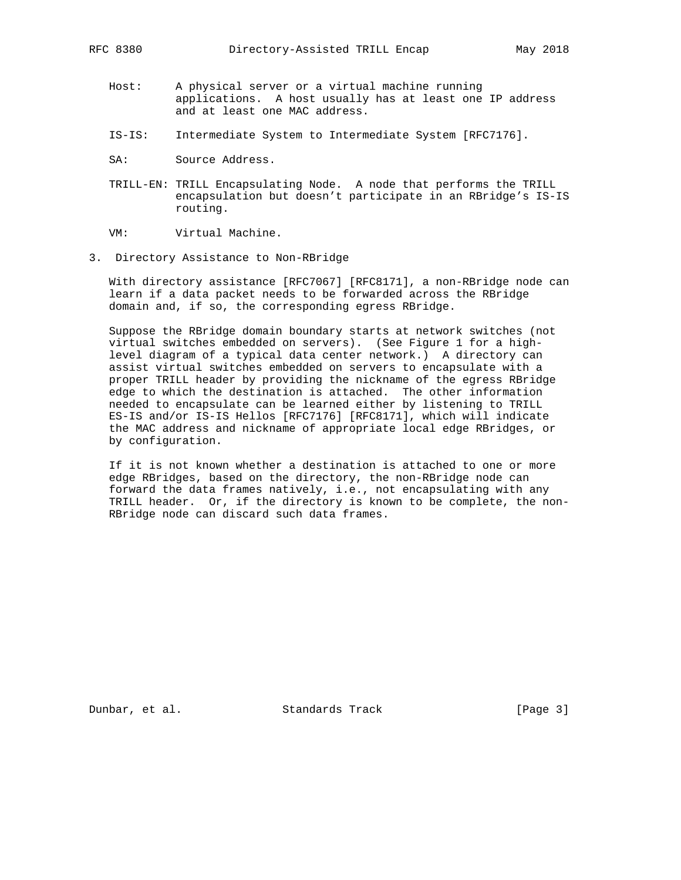Host: A physical server or a virtual machine running applications. A host usually has at least one IP address and at least one MAC address.

IS-IS: Intermediate System to Intermediate System [RFC7176].

SA: Source Address.

TRILL-EN: TRILL Encapsulating Node. A node that performs the TRILL encapsulation but doesn't participate in an RBridge's IS-IS routing.

VM: Virtual Machine.

## 3. Directory Assistance to Non-RBridge

With directory assistance [RFC7067] [RFC8171], a non-RBridge node can learn if a data packet needs to be forwarded across the RBridge domain and, if so, the corresponding egress RBridge.

Suppose the RBridge domain boundary starts at network switches (not virtual switches embedded on servers). (See Figure 1 for a high-level diagram of a typical data center network.) A directory can assist virtual switches embedded on servers to encapsulate with a proper TRILL header by providing the nickname of the egress RBridge edge to which the destination is attached. The other information needed to encapsulate can be learned either by listening to TRILL ES-IS and/or IS-IS Hellos [RFC7176] [RFC8171], which will indicate the MAC address and nickname of appropriate local edge RBridges, or by configuration.

If it is not known whether a destination is attached to one or more edge RBridges, based on the directory, the non-RBridge node can forward the data frames natively, i.e., not encapsulating with any TRILL header. Or, if the directory is known to be complete, the non-RBridge node can discard such data frames.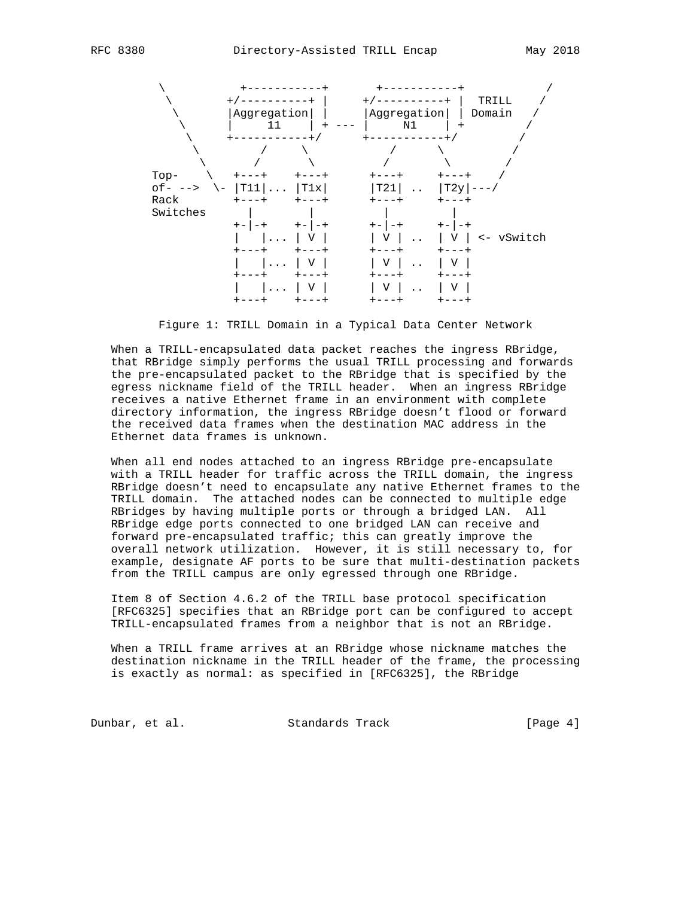```
  \           +-----------+       +-----------+             /
   \         +/----------+ |     +/----------+ |  TRILL    /
    \        |Aggregation| |     |Aggregation| | Domain   /
     \       |     11    | + --- |     N1    | +         /
      \      +-----------+/      +-----------+/         /
       \         /     \            /      \           /
        \       /       \          /        \         /
 Top-    \   +---+    +---+      +---+     +---+    /
 of- -->  \- |T11|... |T1x|      |T21| ..  |T2y|---/
 Rack        +---+    +---+      +---+     +---+
 Switches      |        |          |         |
             +-|-+    +-|-+      +-|-+     +-|-+
             |   |... | V |      | V | ..  | V | <- vSwitch
             +---+    +---+      +---+     +---+
             |   |... | V |      | V | ..  | V |
             +---+    +---+      +---+     +---+
             |   |... | V |      | V | ..  | V |
             +---+    +---+      +---+     +---+
```

Figure 1: TRILL Domain in a Typical Data Center Network

When a TRILL-encapsulated data packet reaches the ingress RBridge, that RBridge simply performs the usual TRILL processing and forwards the pre-encapsulated packet to the RBridge that is specified by the egress nickname field of the TRILL header. When an ingress RBridge receives a native Ethernet frame in an environment with complete directory information, the ingress RBridge doesn't flood or forward the received data frames when the destination MAC address in the Ethernet data frames is unknown.

When all end nodes attached to an ingress RBridge pre-encapsulate with a TRILL header for traffic across the TRILL domain, the ingress RBridge doesn't need to encapsulate any native Ethernet frames to the TRILL domain. The attached nodes can be connected to multiple edge RBridges by having multiple ports or through a bridged LAN. All RBridge edge ports connected to one bridged LAN can receive and forward pre-encapsulated traffic; this can greatly improve the overall network utilization. However, it is still necessary to, for example, designate AF ports to be sure that multi-destination packets from the TRILL campus are only egressed through one RBridge.

Item 8 of Section 4.6.2 of the TRILL base protocol specification [RFC6325] specifies that an RBridge port can be configured to accept TRILL-encapsulated frames from a neighbor that is not an RBridge.

When a TRILL frame arrives at an RBridge whose nickname matches the destination nickname in the TRILL header of the frame, the processing is exactly as normal: as specified in [RFC6325], the RBridge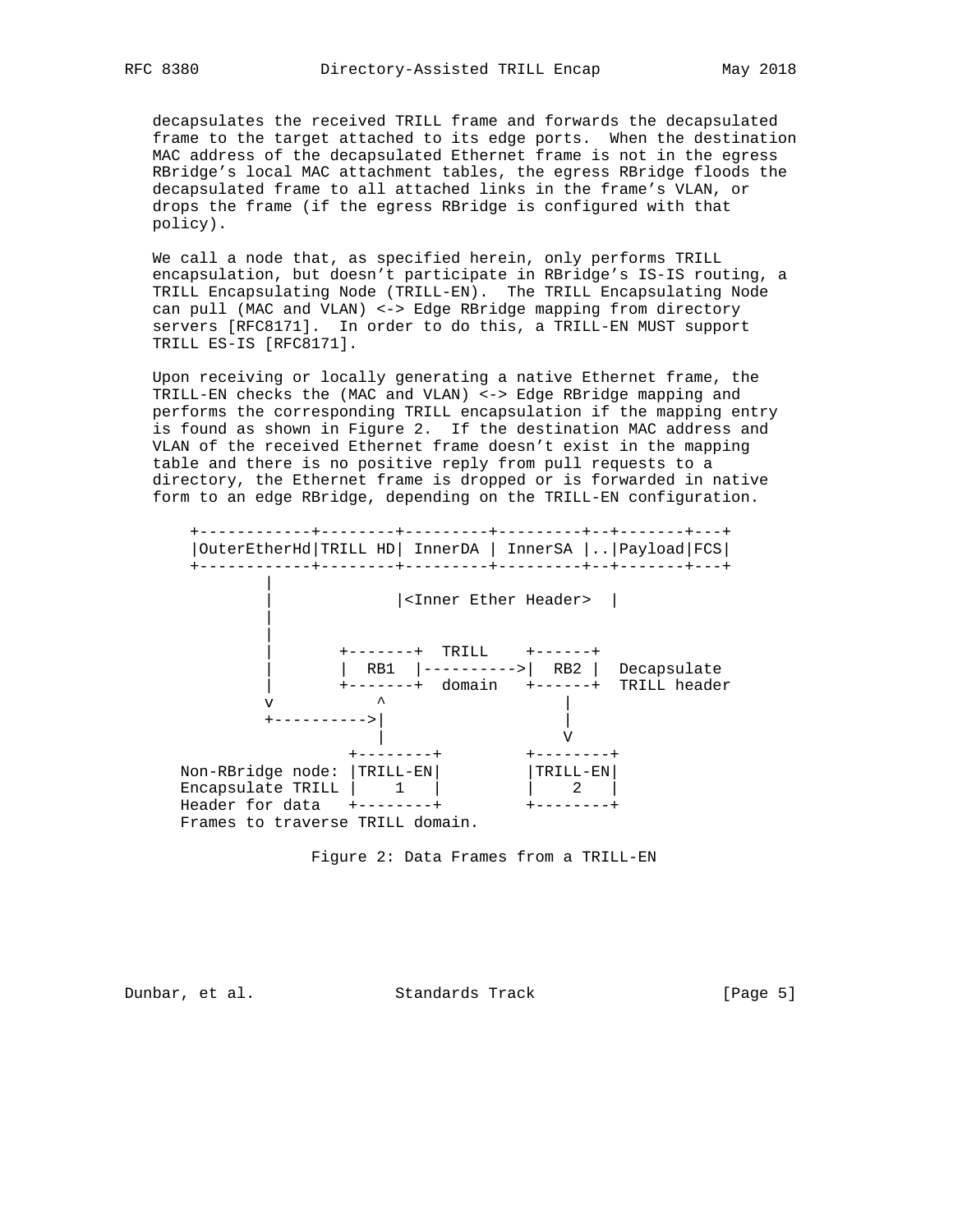decapsulates the received TRILL frame and forwards the decapsulated frame to the target attached to its edge ports. When the destination MAC address of the decapsulated Ethernet frame is not in the egress RBridge's local MAC attachment tables, the egress RBridge floods the decapsulated frame to all attached links in the frame's VLAN, or drops the frame (if the egress RBridge is configured with that policy).

We call a node that, as specified herein, only performs TRILL encapsulation, but doesn't participate in RBridge's IS-IS routing, a TRILL Encapsulating Node (TRILL-EN). The TRILL Encapsulating Node can pull (MAC and VLAN) <-> Edge RBridge mapping from directory servers [RFC8171]. In order to do this, a TRILL-EN MUST support TRILL ES-IS [RFC8171].

Upon receiving or locally generating a native Ethernet frame, the TRILL-EN checks the (MAC and VLAN) <-> Edge RBridge mapping and performs the corresponding TRILL encapsulation if the mapping entry is found as shown in Figure 2. If the destination MAC address and VLAN of the received Ethernet frame doesn't exist in the mapping table and there is no positive reply from pull requests to a directory, the Ethernet frame is dropped or is forwarded in native form to an edge RBridge, depending on the TRILL-EN configuration.

```
   +------------+--------+---------+---------+--+-------+---+
   |OuterEtherHd|TRILL HD| InnerDA | InnerSA |..|Payload|FCS|
   +------------+--------+---------+---------+--+-------+---+
           |
           |              |<Inner Ether Header>  |
           |
           |
           |       +-------+  TRILL    +------+
           |       |  RB1  |---------->|  RB2 |  Decapsulate
           |       +-------+  domain   +------+  TRILL header
           v          ^                   |
           +---------->|                  |
                      |                   V
                   +--------+         +--------+
  Non-RBridge node: |TRILL-EN|         |TRILL-EN|
  Encapsulate TRILL |    1   |         |    2   |
  Header for data   +--------+         +--------+
  Frames to traverse TRILL domain.
```

Figure 2: Data Frames from a TRILL-EN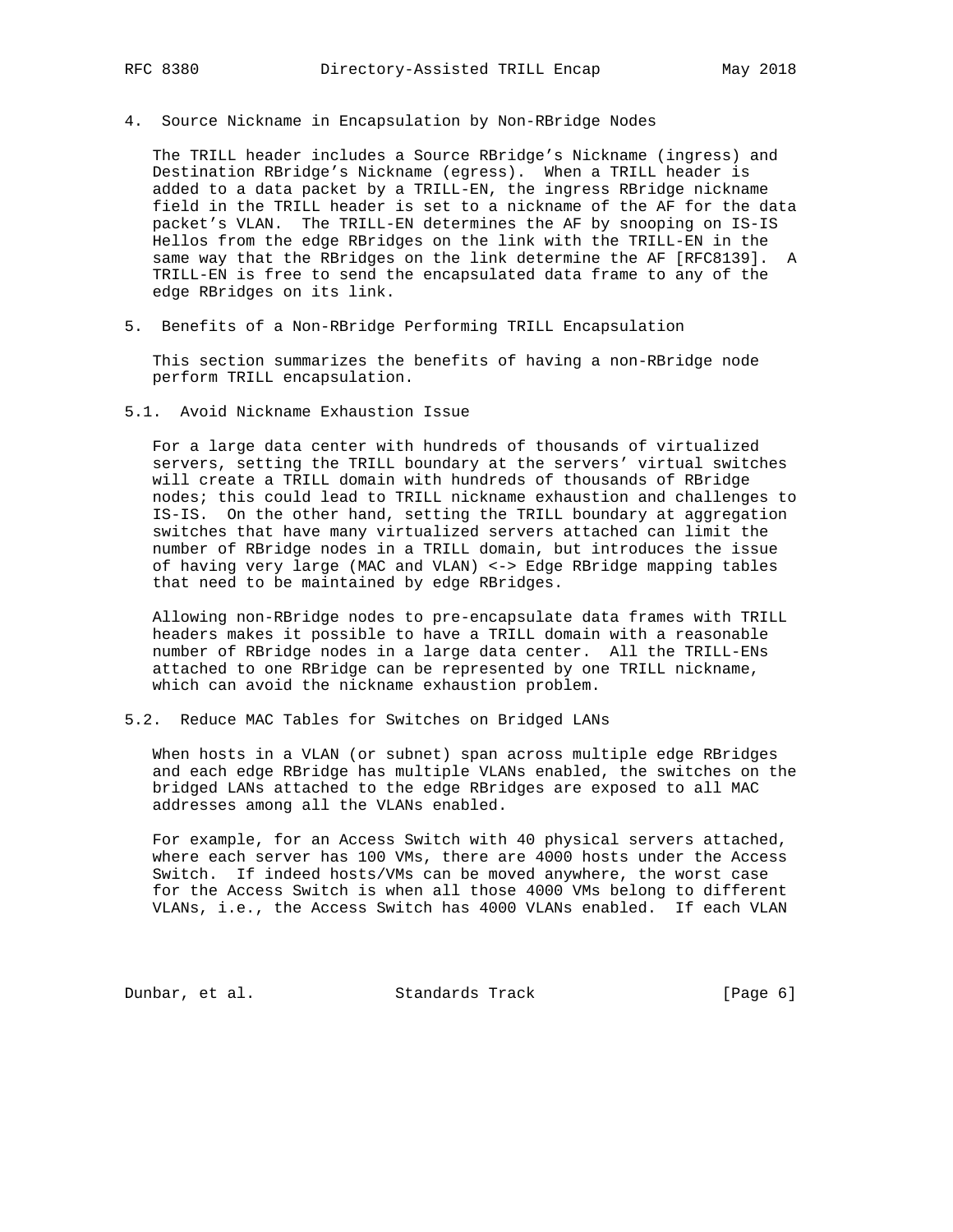## 4. Source Nickname in Encapsulation by Non-RBridge Nodes

The TRILL header includes a Source RBridge's Nickname (ingress) and Destination RBridge's Nickname (egress). When a TRILL header is added to a data packet by a TRILL-EN, the ingress RBridge nickname field in the TRILL header is set to a nickname of the AF for the data packet's VLAN. The TRILL-EN determines the AF by snooping on IS-IS Hellos from the edge RBridges on the link with the TRILL-EN in the same way that the RBridges on the link determine the AF [RFC8139]. A TRILL-EN is free to send the encapsulated data frame to any of the edge RBridges on its link.

## 5. Benefits of a Non-RBridge Performing TRILL Encapsulation

This section summarizes the benefits of having a non-RBridge node perform TRILL encapsulation.

### 5.1. Avoid Nickname Exhaustion Issue

For a large data center with hundreds of thousands of virtualized servers, setting the TRILL boundary at the servers' virtual switches will create a TRILL domain with hundreds of thousands of RBridge nodes; this could lead to TRILL nickname exhaustion and challenges to IS-IS. On the other hand, setting the TRILL boundary at aggregation switches that have many virtualized servers attached can limit the number of RBridge nodes in a TRILL domain, but introduces the issue of having very large (MAC and VLAN) <-> Edge RBridge mapping tables that need to be maintained by edge RBridges.

Allowing non-RBridge nodes to pre-encapsulate data frames with TRILL headers makes it possible to have a TRILL domain with a reasonable number of RBridge nodes in a large data center. All the TRILL-ENs attached to one RBridge can be represented by one TRILL nickname, which can avoid the nickname exhaustion problem.

### 5.2. Reduce MAC Tables for Switches on Bridged LANs

When hosts in a VLAN (or subnet) span across multiple edge RBridges and each edge RBridge has multiple VLANs enabled, the switches on the bridged LANs attached to the edge RBridges are exposed to all MAC addresses among all the VLANs enabled.

For example, for an Access Switch with 40 physical servers attached, where each server has 100 VMs, there are 4000 hosts under the Access Switch. If indeed hosts/VMs can be moved anywhere, the worst case for the Access Switch is when all those 4000 VMs belong to different VLANs, i.e., the Access Switch has 4000 VLANs enabled. If each VLAN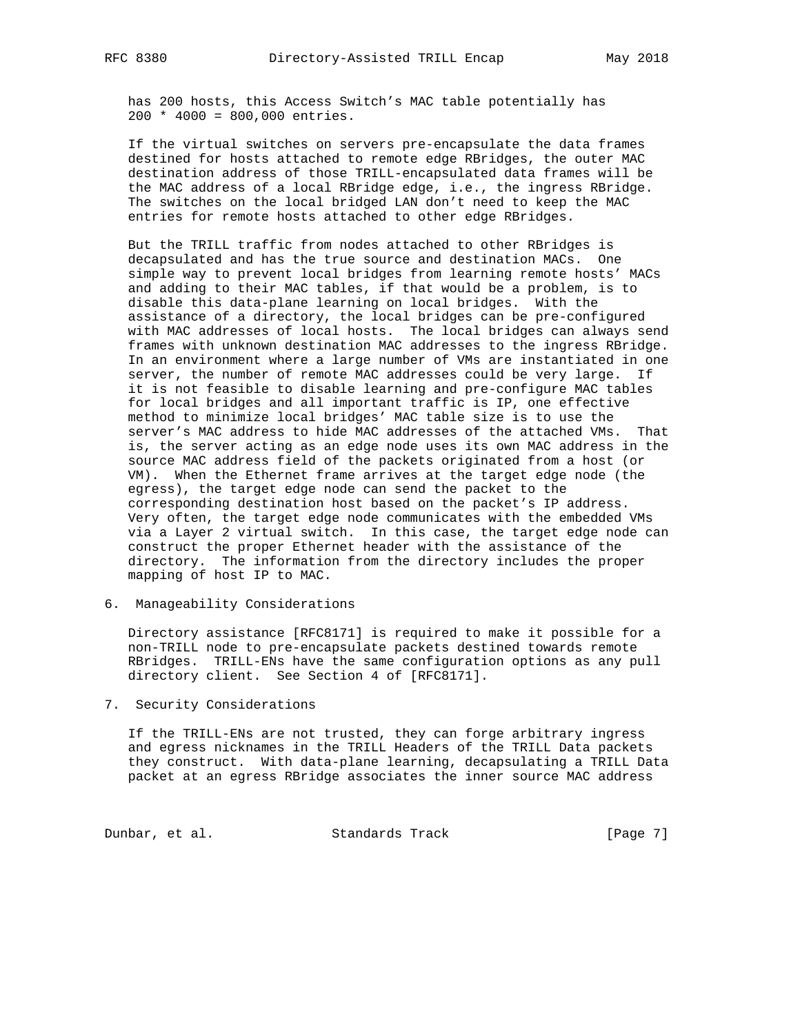has 200 hosts, this Access Switch's MAC table potentially has 200 * 4000 = 800,000 entries.

If the virtual switches on servers pre-encapsulate the data frames destined for hosts attached to remote edge RBridges, the outer MAC destination address of those TRILL-encapsulated data frames will be the MAC address of a local RBridge edge, i.e., the ingress RBridge. The switches on the local bridged LAN don't need to keep the MAC entries for remote hosts attached to other edge RBridges.

But the TRILL traffic from nodes attached to other RBridges is decapsulated and has the true source and destination MACs. One simple way to prevent local bridges from learning remote hosts' MACs and adding to their MAC tables, if that would be a problem, is to disable this data-plane learning on local bridges. With the assistance of a directory, the local bridges can be pre-configured with MAC addresses of local hosts. The local bridges can always send frames with unknown destination MAC addresses to the ingress RBridge. In an environment where a large number of VMs are instantiated in one server, the number of remote MAC addresses could be very large. If it is not feasible to disable learning and pre-configure MAC tables for local bridges and all important traffic is IP, one effective method to minimize local bridges' MAC table size is to use the server's MAC address to hide MAC addresses of the attached VMs. That is, the server acting as an edge node uses its own MAC address in the source MAC address field of the packets originated from a host (or VM). When the Ethernet frame arrives at the target edge node (the egress), the target edge node can send the packet to the corresponding destination host based on the packet's IP address. Very often, the target edge node communicates with the embedded VMs via a Layer 2 virtual switch. In this case, the target edge node can construct the proper Ethernet header with the assistance of the directory. The information from the directory includes the proper mapping of host IP to MAC.

## 6. Manageability Considerations

Directory assistance [RFC8171] is required to make it possible for a non-TRILL node to pre-encapsulate packets destined towards remote RBridges. TRILL-ENs have the same configuration options as any pull directory client. See Section 4 of [RFC8171].

## 7. Security Considerations

If the TRILL-ENs are not trusted, they can forge arbitrary ingress and egress nicknames in the TRILL Headers of the TRILL Data packets they construct. With data-plane learning, decapsulating a TRILL Data packet at an egress RBridge associates the inner source MAC address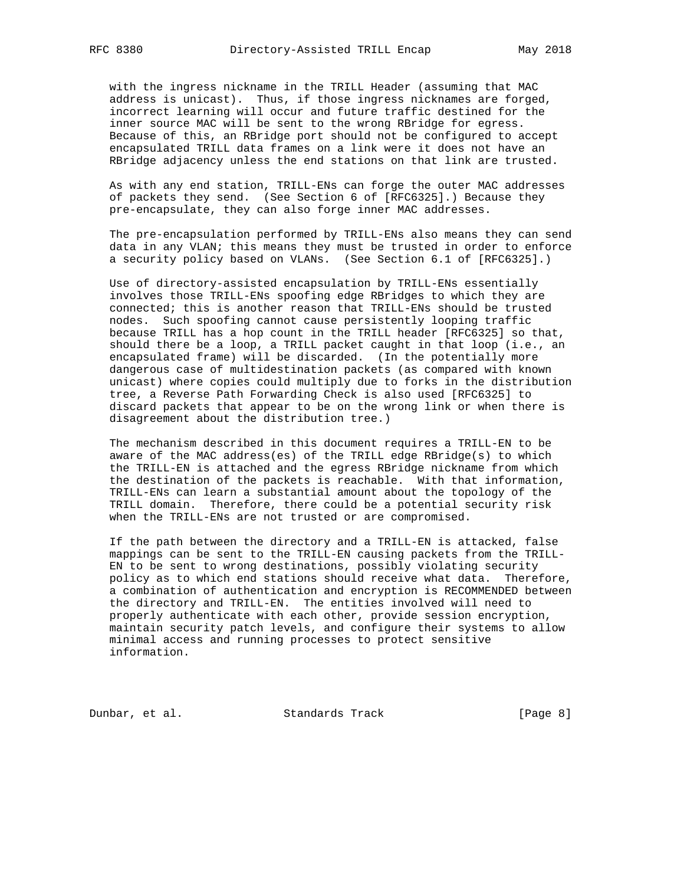with the ingress nickname in the TRILL Header (assuming that MAC address is unicast). Thus, if those ingress nicknames are forged, incorrect learning will occur and future traffic destined for the inner source MAC will be sent to the wrong RBridge for egress. Because of this, an RBridge port should not be configured to accept encapsulated TRILL data frames on a link were it does not have an RBridge adjacency unless the end stations on that link are trusted.

As with any end station, TRILL-ENs can forge the outer MAC addresses of packets they send. (See Section 6 of [RFC6325].) Because they pre-encapsulate, they can also forge inner MAC addresses.

The pre-encapsulation performed by TRILL-ENs also means they can send data in any VLAN; this means they must be trusted in order to enforce a security policy based on VLANs. (See Section 6.1 of [RFC6325].)

Use of directory-assisted encapsulation by TRILL-ENs essentially involves those TRILL-ENs spoofing edge RBridges to which they are connected; this is another reason that TRILL-ENs should be trusted nodes. Such spoofing cannot cause persistently looping traffic because TRILL has a hop count in the TRILL header [RFC6325] so that, should there be a loop, a TRILL packet caught in that loop (i.e., an encapsulated frame) will be discarded. (In the potentially more dangerous case of multidestination packets (as compared with known unicast) where copies could multiply due to forks in the distribution tree, a Reverse Path Forwarding Check is also used [RFC6325] to discard packets that appear to be on the wrong link or when there is disagreement about the distribution tree.)

The mechanism described in this document requires a TRILL-EN to be aware of the MAC address(es) of the TRILL edge RBridge(s) to which the TRILL-EN is attached and the egress RBridge nickname from which the destination of the packets is reachable. With that information, TRILL-ENs can learn a substantial amount about the topology of the TRILL domain. Therefore, there could be a potential security risk when the TRILL-ENs are not trusted or are compromised.

If the path between the directory and a TRILL-EN is attacked, false mappings can be sent to the TRILL-EN causing packets from the TRILL-EN to be sent to wrong destinations, possibly violating security policy as to which end stations should receive what data. Therefore, a combination of authentication and encryption is RECOMMENDED between the directory and TRILL-EN. The entities involved will need to properly authenticate with each other, provide session encryption, maintain security patch levels, and configure their systems to allow minimal access and running processes to protect sensitive information.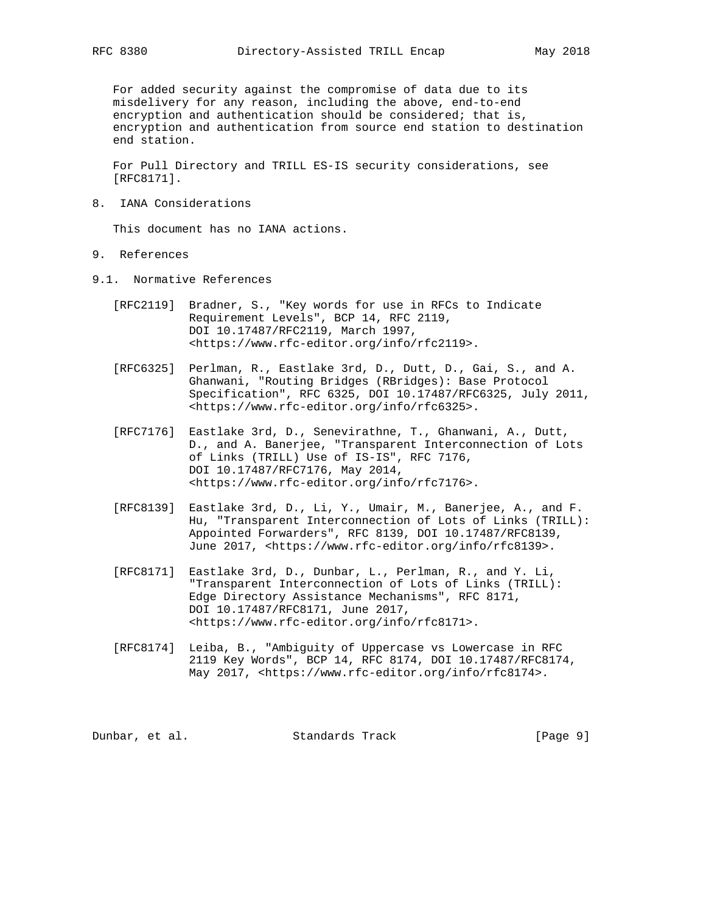For added security against the compromise of data due to its misdelivery for any reason, including the above, end-to-end encryption and authentication should be considered; that is, encryption and authentication from source end station to destination end station.

For Pull Directory and TRILL ES-IS security considerations, see [RFC8171].

## 8. IANA Considerations

This document has no IANA actions.

## 9. References

### 9.1. Normative References

[RFC2119] Bradner, S., "Key words for use in RFCs to Indicate Requirement Levels", BCP 14, RFC 2119, DOI 10.17487/RFC2119, March 1997, <https://www.rfc-editor.org/info/rfc2119>.

[RFC6325] Perlman, R., Eastlake 3rd, D., Dutt, D., Gai, S., and A. Ghanwani, "Routing Bridges (RBridges): Base Protocol Specification", RFC 6325, DOI 10.17487/RFC6325, July 2011, <https://www.rfc-editor.org/info/rfc6325>.

[RFC7176] Eastlake 3rd, D., Senevirathne, T., Ghanwani, A., Dutt, D., and A. Banerjee, "Transparent Interconnection of Lots of Links (TRILL) Use of IS-IS", RFC 7176, DOI 10.17487/RFC7176, May 2014, <https://www.rfc-editor.org/info/rfc7176>.

[RFC8139] Eastlake 3rd, D., Li, Y., Umair, M., Banerjee, A., and F. Hu, "Transparent Interconnection of Lots of Links (TRILL): Appointed Forwarders", RFC 8139, DOI 10.17487/RFC8139, June 2017, <https://www.rfc-editor.org/info/rfc8139>.

[RFC8171] Eastlake 3rd, D., Dunbar, L., Perlman, R., and Y. Li, "Transparent Interconnection of Lots of Links (TRILL): Edge Directory Assistance Mechanisms", RFC 8171, DOI 10.17487/RFC8171, June 2017, <https://www.rfc-editor.org/info/rfc8171>.

[RFC8174] Leiba, B., "Ambiguity of Uppercase vs Lowercase in RFC 2119 Key Words", BCP 14, RFC 8174, DOI 10.17487/RFC8174, May 2017, <https://www.rfc-editor.org/info/rfc8174>.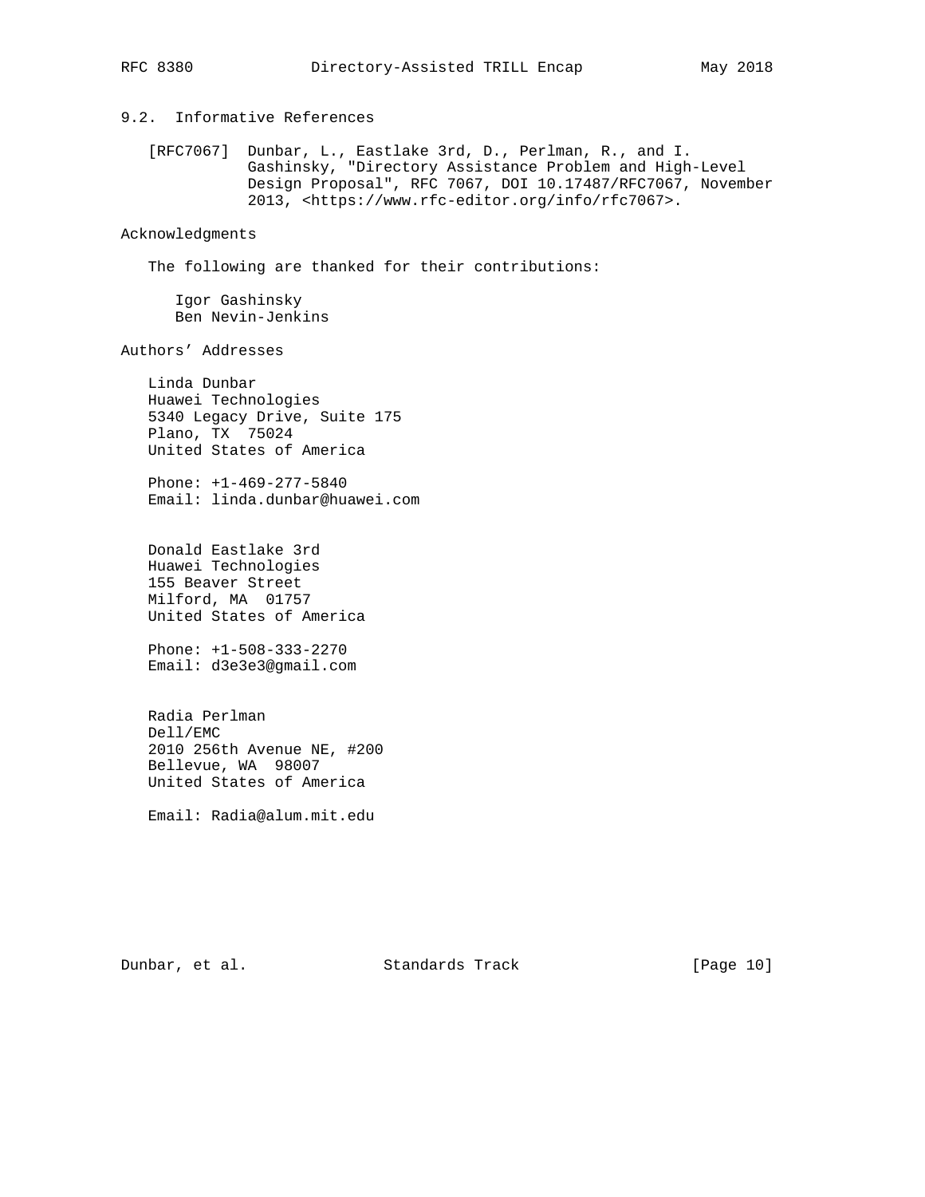### 9.2. Informative References

[RFC7067] Dunbar, L., Eastlake 3rd, D., Perlman, R., and I. Gashinsky, "Directory Assistance Problem and High-Level Design Proposal", RFC 7067, DOI 10.17487/RFC7067, November 2013, <https://www.rfc-editor.org/info/rfc7067>.

## Acknowledgments

The following are thanked for their contributions:

Igor Gashinsky
Ben Nevin-Jenkins

## Authors' Addresses

Linda Dunbar
Huawei Technologies
5340 Legacy Drive, Suite 175
Plano, TX 75024
United States of America

Phone: +1-469-277-5840
Email: linda.dunbar@huawei.com

Donald Eastlake 3rd
Huawei Technologies
155 Beaver Street
Milford, MA 01757
United States of America

Phone: +1-508-333-2270
Email: d3e3e3@gmail.com

Radia Perlman
Dell/EMC
2010 256th Avenue NE, #200
Bellevue, WA 98007
United States of America

Email: Radia@alum.mit.edu